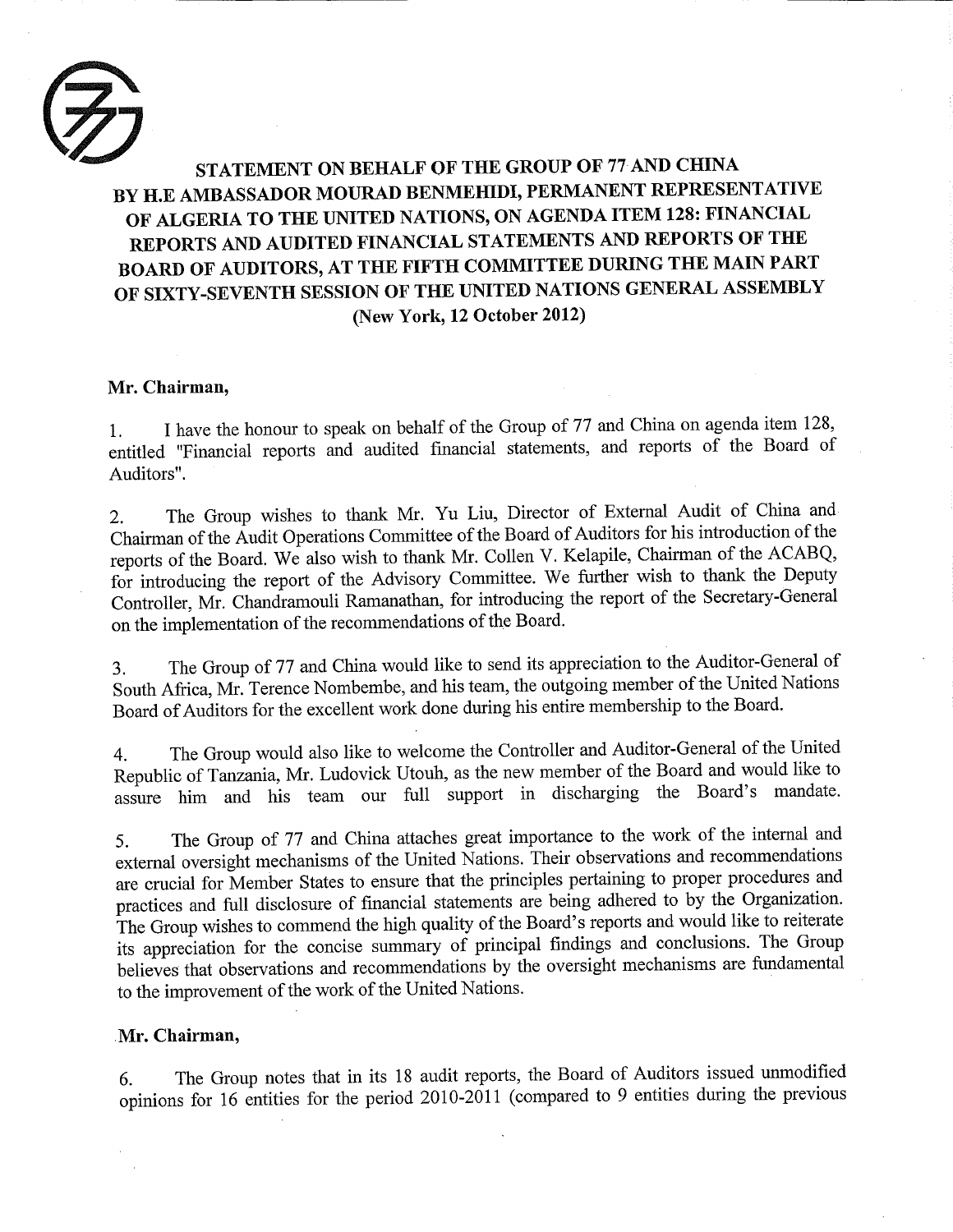# STATEMENT ON BEHALF OF THE GROUP OF 77 AND CHINA BY H.E AMBASSADOR MOURAD BENMEHIDI, PERMANENT REPRESENTATIVE OF ALGERIA TO THE UNITED NATIONS, ON AGENDA ITEM 128: FINANCIAL REPORTS AND AUDITED FINANCIAL STATEMENTS AND REPORTS OF THE BOARD OF AUDITORS, AT THE FIFTH COMMITTEE DURING THE MAIN PART OF SIXTY-SEVENTH SESSION OF THE UNITED NATIONS GENERAL ASSEMBLY

**(New York, 12 October 2012)**

**Mr. Chairman,**

1. I have the honour to speak on behalf of the Group of 77 and China on agenda item 128, entitled "Financial reports and audited financial statements, and reports of the Board of Auditors".

2. The Group wishes to thank Mr. Yu Liu, Director of External Audit of China and Chairman of the Audit Operations Committee of the Board of Auditors for his introduction of the reports of the Board. We also wish to thank Mr. Collen V. Kelapile, Chairman of the ACABQ, for introducing the report of the Advisory Committee. We further wish to thank the Deputy Controller, Mr. Chandramouli Ramanathan, for introducing the report of the Secretary-General on the implementation of the recommendations of the Board.

3. The Group of 77 and China would like to send its appreciation to the Auditor-General of South Africa, Mr. Terence Nombembe, and his team, the outgoing member of the United Nations Board of Auditors for the excellent work done during his entire membership to the Board.

4. The Group would also like to welcome the Controller and Auditor-General of the United Republic of Tanzania, Mr. Ludovick Utouh, as the new member of the Board and would like to assure him and his team our full support in discharging the Board's mandate.

5. The Group of 77 and China attaches great importance to the work of the internal and external oversight mechanisms of the United Nations. Their observations and recommendations are crucial for Member States to ensure that the principles pertaining to proper procedures and practices and full disclosure of financial statements are being adhered to by the Organization. The Group wishes to commend the high quality of the Board's reports and would like to reiterate its appreciation for the concise summary of principal findings and conclusions. The Group believes that observations and recommendations by the oversight mechanisms are fundamental to the improvement of the work of the United Nations.

**Mr. Chairman,**

6. The Group notes that in its 18 audit reports, the Board of Auditors issued unmodified opinions for 16 entities for the period 2010-2011 (compared to 9 entities during the previous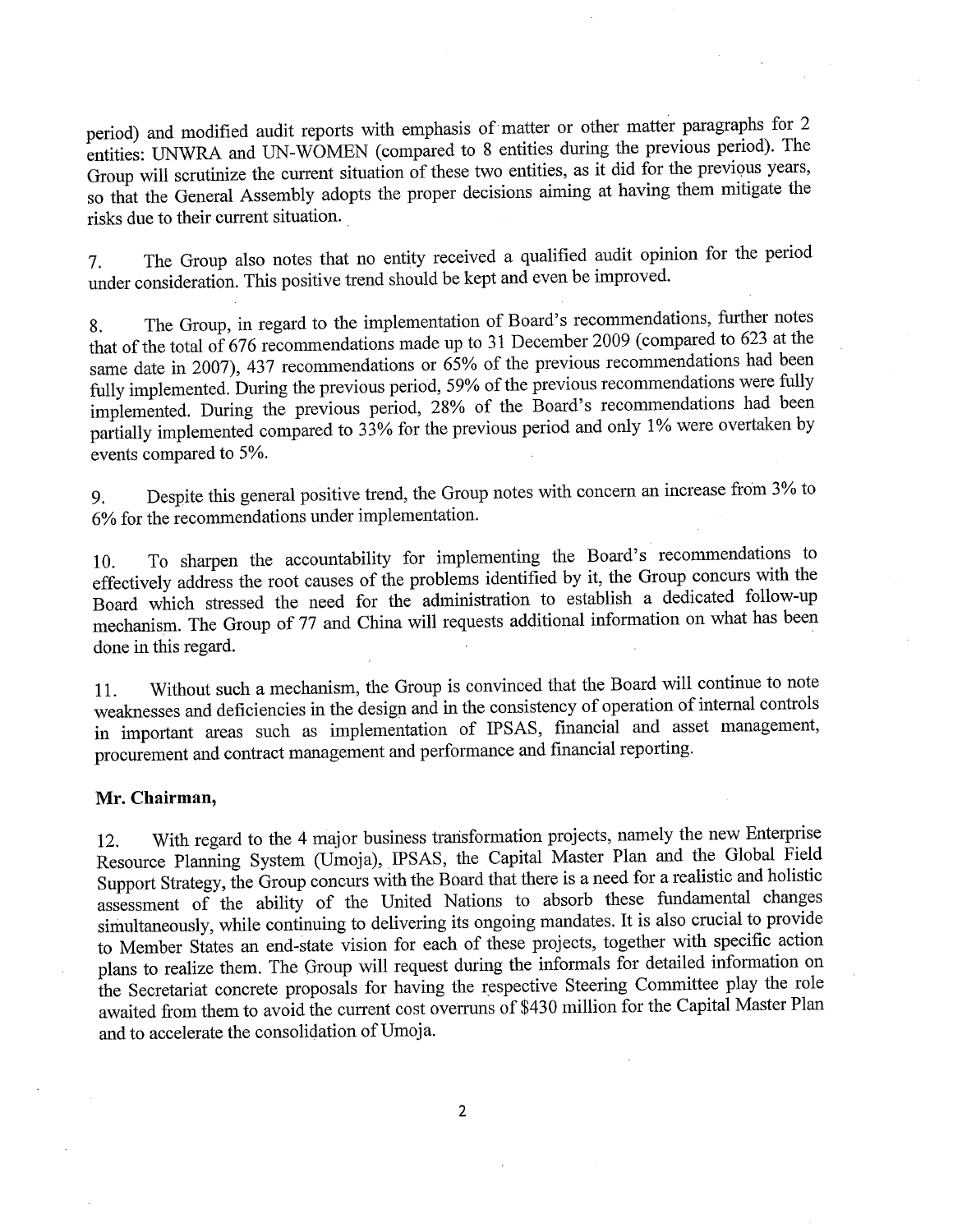period) and modified audit reports with emphasis of matter or other matter paragraphs for 2 entities: UNWRA and UN-WOMEN (compared to 8 entities during the previous period). The Group will scrutinize the current situation of these two entities, as it did for the previous years, so that the General Assembly adopts the proper decisions aiming at having them mitigate the risks due to their current situation.

7. The Group also notes that no entity received a qualified audit opinion for the period under consideration. This positive trend should be kept and even be improved.

8. The Group, in regard to the implementation of Board's recommendations, further notes that of the total of 676 recommendations made up to 31 December 2009 (compared to 623 at the same date in 2007), 437 recommendations or 65% of the previous recommendations had been fully implemented. During the previous period, 59% of the previous recommendations were fully implemented. During the previous period, 28% of the Board's recommendations had been partially implemented compared to 33% for the previous period and only 1% were overtaken by events compared to 5%.

9. Despite this general positive trend, the Group notes with concern an increase from 3% to 6% for the recommendations under implementation.

10. To sharpen the accountability for implementing the Board's recommendations to effectively address the root causes of the problems identified by it, the Group concurs with the Board which stressed the need for the administration to establish a dedicated follow-up mechanism. The Group of 77 and China will requests additional information on what has been done in this regard.

11. Without such a mechanism, the Group is convinced that the Board will continue to note weaknesses and deficiencies in the design and in the consistency of operation of internal controls in important areas such as implementation of IPSAS, financial and asset management, procurement and contract management and performance and financial reporting.

**Mr. Chairman,**

12. With regard to the 4 major business transformation projects, namely the new Enterprise Resource Planning System (Umoja), IPSAS, the Capital Master Plan and the Global Field Support Strategy, the Group concurs with the Board that there is a need for a realistic and holistic assessment of the ability of the United Nations to absorb these fundamental changes simultaneously, while continuing to delivering its ongoing mandates. It is also crucial to provide to Member States an end-state vision for each of these projects, together with specific action plans to realize them. The Group will request during the informals for detailed information on the Secretariat concrete proposals for having the respective Steering Committee play the role awaited from them to avoid the current cost overruns of $430 million for the Capital Master Plan and to accelerate the consolidation of Umoja.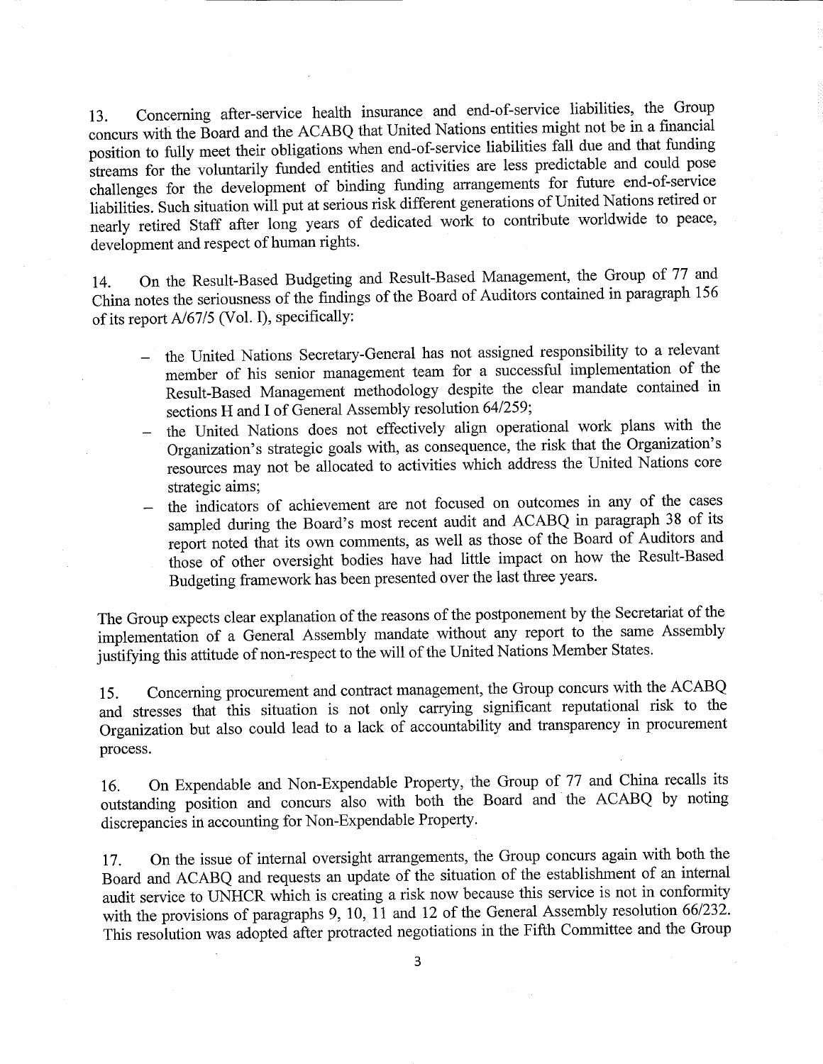13. Concerning after-service health insurance and end-of-service liabilities, the Group concurs with the Board and the ACABQ that United Nations entities might not be in a financial position to fully meet their obligations when end-of-service liabilities fall due and that funding streams for the voluntarily funded entities and activities are less predictable and could pose challenges for the development of binding funding arrangements for future end-of-service liabilities. Such situation will put at serious risk different generations of United Nations retired or nearly retired Staff after long years of dedicated work to contribute worldwide to peace, development and respect of human rights.

14. On the Result-Based Budgeting and Result-Based Management, the Group of 77 and China notes the seriousness of the findings of the Board of Auditors contained in paragraph 156 of its report A/67/5 (Vol. I), specifically:

- the United Nations Secretary-General has not assigned responsibility to a relevant member of his senior management team for a successful implementation of the Result-Based Management methodology despite the clear mandate contained in sections H and I of General Assembly resolution 64/259;
- the United Nations does not effectively align operational work plans with the Organization's strategic goals with, as consequence, the risk that the Organization's resources may not be allocated to activities which address the United Nations core strategic aims;
- the indicators of achievement are not focused on outcomes in any of the cases sampled during the Board's most recent audit and ACABQ in paragraph 38 of its report noted that its own comments, as well as those of the Board of Auditors and those of other oversight bodies have had little impact on how the Result-Based Budgeting framework has been presented over the last three years.

The Group expects clear explanation of the reasons of the postponement by the Secretariat of the implementation of a General Assembly mandate without any report to the same Assembly justifying this attitude of non-respect to the will of the United Nations Member States.

15. Concerning procurement and contract management, the Group concurs with the ACABQ and stresses that this situation is not only carrying significant reputational risk to the Organization but also could lead to a lack of accountability and transparency in procurement process.

16. On Expendable and Non-Expendable Property, the Group of 77 and China recalls its outstanding position and concurs also with both the Board and the ACABQ by noting discrepancies in accounting for Non-Expendable Property.

17. On the issue of internal oversight arrangements, the Group concurs again with both the Board and ACABQ and requests an update of the situation of the establishment of an internal audit service to UNHCR which is creating a risk now because this service is not in conformity with the provisions of paragraphs 9, 10, 11 and 12 of the General Assembly resolution 66/232. This resolution was adopted after protracted negotiations in the Fifth Committee and the Group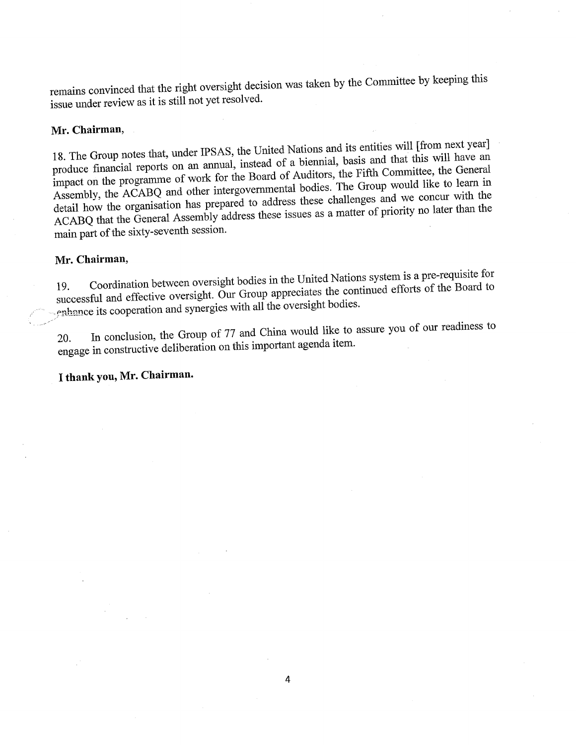remains convinced that the right oversight decision was taken by the Committee by keeping this issue under review as it is still not yet resolved.

**Mr. Chairman,**

18. The Group notes that, under IPSAS, the United Nations and its entities will [from next year] produce financial reports on an annual, instead of a biennial, basis and that this will have an impact on the programme of work for the Board of Auditors, the Fifth Committee, the General Assembly, the ACABQ and other intergovernmental bodies. The Group would like to learn in detail how the organisation has prepared to address these challenges and we concur with the ACABQ that the General Assembly address these issues as a matter of priority no later than the main part of the sixty-seventh session.

**Mr. Chairman,**

19. Coordination between oversight bodies in the United Nations system is a pre-requisite for successful and effective oversight. Our Group appreciates the continued efforts of the Board to enhance its cooperation and synergies with all the oversight bodies.

20. In conclusion, the Group of 77 and China would like to assure you of our readiness to engage in constructive deliberation on this important agenda item.

**I thank you, Mr. Chairman.**